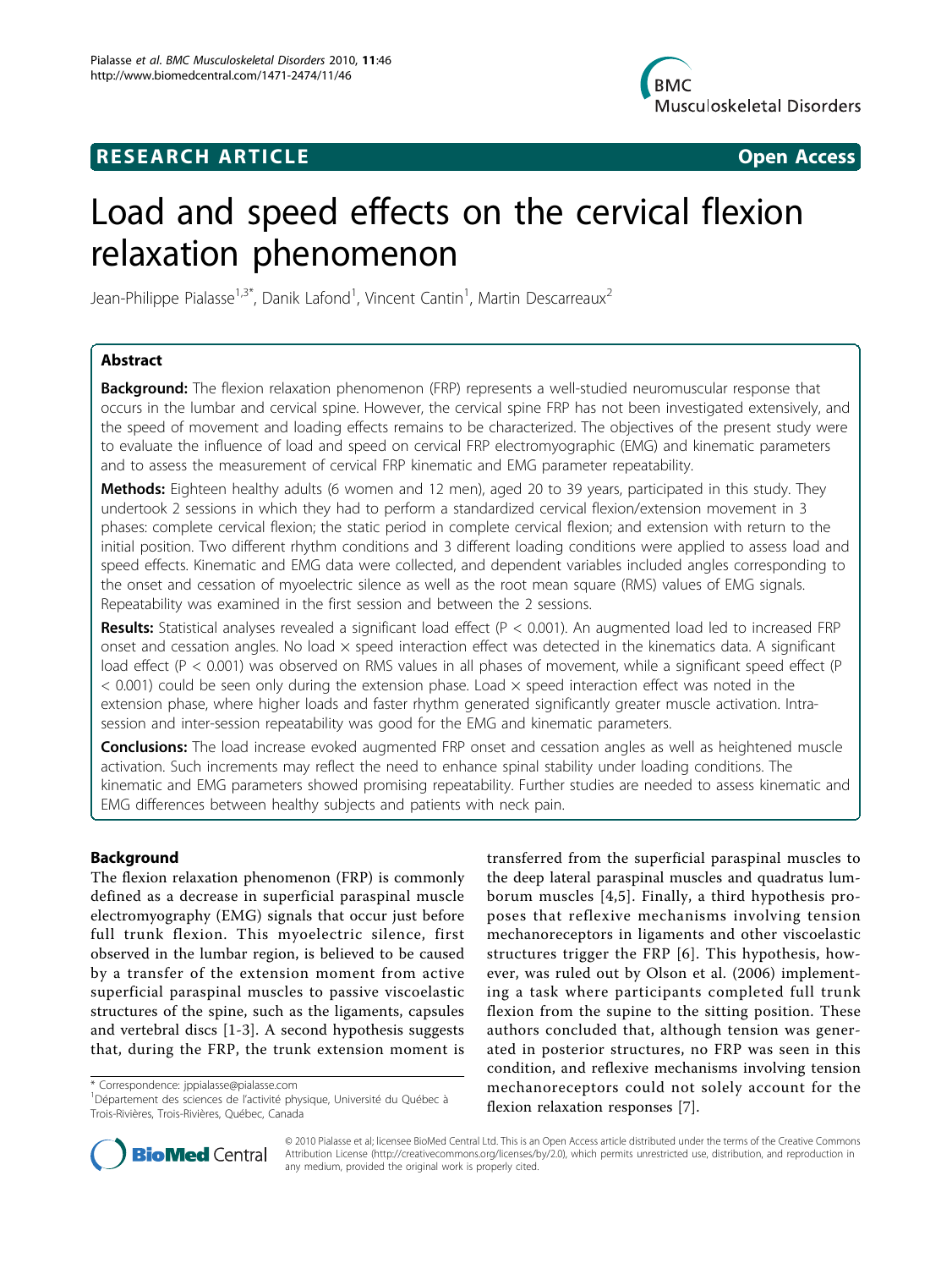RESEARCH ARTICLE

Open Access

# Load and speed effects on the cervical flexion relaxation phenomenon

Jean-Philippe Pialasse[1,3*], Danik Lafond[1], Vincent Cantin[1], Martin Descarreaux[2]

## Abstract

**Background:** The flexion relaxation phenomenon (FRP) represents a well-studied neuromuscular response that occurs in the lumbar and cervical spine. However, the cervical spine FRP has not been investigated extensively, and the speed of movement and loading effects remains to be characterized. The objectives of the present study were to evaluate the influence of load and speed on cervical FRP electromyographic (EMG) and kinematic parameters and to assess the measurement of cervical FRP kinematic and EMG parameter repeatability.

**Methods:** Eighteen healthy adults (6 women and 12 men), aged 20 to 39 years, participated in this study. They undertook 2 sessions in which they had to perform a standardized cervical flexion/extension movement in 3 phases: complete cervical flexion; the static period in complete cervical flexion; and extension with return to the initial position. Two different rhythm conditions and 3 different loading conditions were applied to assess load and speed effects. Kinematic and EMG data were collected, and dependent variables included angles corresponding to the onset and cessation of myoelectric silence as well as the root mean square (RMS) values of EMG signals. Repeatability was examined in the first session and between the 2 sessions.

**Results:** Statistical analyses revealed a significant load effect ($P < 0.001$). An augmented load led to increased FRP onset and cessation angles. No load × speed interaction effect was detected in the kinematics data. A significant load effect ($P < 0.001$) was observed on RMS values in all phases of movement, while a significant speed effect ($P < 0.001$) could be seen only during the extension phase. Load × speed interaction effect was noted in the extension phase, where higher loads and faster rhythm generated significantly greater muscle activation. Intra-session and inter-session repeatability was good for the EMG and kinematic parameters.

**Conclusions:** The load increase evoked augmented FRP onset and cessation angles as well as heightened muscle activation. Such increments may reflect the need to enhance spinal stability under loading conditions. The kinematic and EMG parameters showed promising repeatability. Further studies are needed to assess kinematic and EMG differences between healthy subjects and patients with neck pain.

## Background

The flexion relaxation phenomenon (FRP) is commonly defined as a decrease in superficial paraspinal muscle electromyography (EMG) signals that occur just before full trunk flexion. This myoelectric silence, first observed in the lumbar region, is believed to be caused by a transfer of the extension moment from active superficial paraspinal muscles to passive viscoelastic structures of the spine, such as the ligaments, capsules and vertebral discs [1-3]. A second hypothesis suggests that, during the FRP, the trunk extension moment is transferred from the superficial paraspinal muscles to the deep lateral paraspinal muscles and quadratus lumborum muscles [4,5]. Finally, a third hypothesis proposes that reflexive mechanisms involving tension mechanoreceptors in ligaments and other viscoelastic structures trigger the FRP [6]. This hypothesis, however, was ruled out by Olson et al. (2006) implementing a task where participants completed full trunk flexion from the supine to the sitting position. These authors concluded that, although tension was generated in posterior structures, no FRP was seen in this condition, and reflexive mechanisms involving tension mechanoreceptors could not solely account for the flexion relaxation responses [7].

* Correspondence: jppialasse@pialasse.com
[1]Département des sciences de l'activité physique, Université du Québec à Trois-Rivières, Trois-Rivières, Québec, Canada

© 2010 Pialasse et al; licensee BioMed Central Ltd. This is an Open Access article distributed under the terms of the Creative Commons Attribution License (http://creativecommons.org/licenses/by/2.0), which permits unrestricted use, distribution, and reproduction in any medium, provided the original work is properly cited.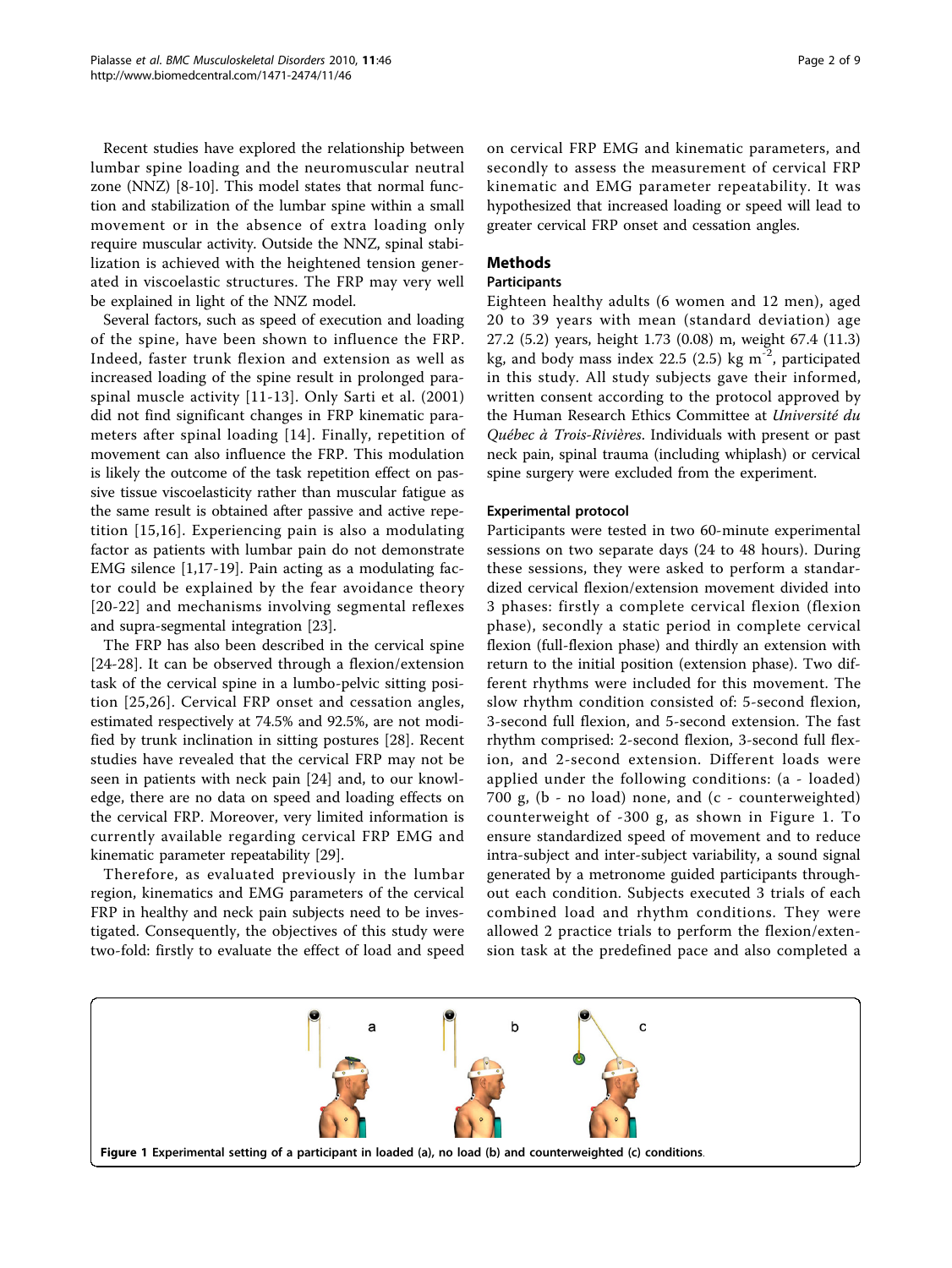Recent studies have explored the relationship between lumbar spine loading and the neuromuscular neutral zone (NNZ) [8-10]. This model states that normal function and stabilization of the lumbar spine within a small movement or in the absence of extra loading only require muscular activity. Outside the NNZ, spinal stabilization is achieved with the heightened tension generated in viscoelastic structures. The FRP may very well be explained in light of the NNZ model.

Several factors, such as speed of execution and loading of the spine, have been shown to influence the FRP. Indeed, faster trunk flexion and extension as well as increased loading of the spine result in prolonged paraspinal muscle activity [11-13]. Only Sarti et al. (2001) did not find significant changes in FRP kinematic parameters after spinal loading [14]. Finally, repetition of movement can also influence the FRP. This modulation is likely the outcome of the task repetition effect on passive tissue viscoelasticity rather than muscular fatigue as the same result is obtained after passive and active repetition [15,16]. Experiencing pain is also a modulating factor as patients with lumbar pain do not demonstrate EMG silence [1,17-19]. Pain acting as a modulating factor could be explained by the fear avoidance theory [20-22] and mechanisms involving segmental reflexes and supra-segmental integration [23].

The FRP has also been described in the cervical spine [24-28]. It can be observed through a flexion/extension task of the cervical spine in a lumbo-pelvic sitting position [25,26]. Cervical FRP onset and cessation angles, estimated respectively at 74.5% and 92.5%, are not modified by trunk inclination in sitting postures [28]. Recent studies have revealed that the cervical FRP may not be seen in patients with neck pain [24] and, to our knowledge, there are no data on speed and loading effects on the cervical FRP. Moreover, very limited information is currently available regarding cervical FRP EMG and kinematic parameter repeatability [29].

Therefore, as evaluated previously in the lumbar region, kinematics and EMG parameters of the cervical FRP in healthy and neck pain subjects need to be investigated. Consequently, the objectives of this study were two-fold: firstly to evaluate the effect of load and speed on cervical FRP EMG and kinematic parameters, and secondly to assess the measurement of cervical FRP kinematic and EMG parameter repeatability. It was hypothesized that increased loading or speed will lead to greater cervical FRP onset and cessation angles.

## Methods

### Participants

Eighteen healthy adults (6 women and 12 men), aged 20 to 39 years with mean (standard deviation) age 27.2 (5.2) years, height 1.73 (0.08) m, weight 67.4 (11.3) kg, and body mass index 22.5 (2.5) kg $m^{-2}$, participated in this study. All study subjects gave their informed, written consent according to the protocol approved by the Human Research Ethics Committee at *Université du Québec à Trois-Rivières*. Individuals with present or past neck pain, spinal trauma (including whiplash) or cervical spine surgery were excluded from the experiment.

#### Experimental protocol

Participants were tested in two 60-minute experimental sessions on two separate days (24 to 48 hours). During these sessions, they were asked to perform a standardized cervical flexion/extension movement divided into 3 phases: firstly a complete cervical flexion (flexion phase), secondly a static period in complete cervical flexion (full-flexion phase) and thirdly an extension with return to the initial position (extension phase). Two different rhythms were included for this movement. The slow rhythm condition consisted of: 5-second flexion, 3-second full flexion, and 5-second extension. The fast rhythm comprised: 2-second flexion, 3-second full flexion, and 2-second extension. Different loads were applied under the following conditions: (a - loaded) 700 g, (b - no load) none, and (c - counterweighted) counterweight of -300 g, as shown in Figure 1. To ensure standardized speed of movement and to reduce intra-subject and inter-subject variability, a sound signal generated by a metronome guided participants throughout each condition. Subjects executed 3 trials of each combined load and rhythm conditions. They were allowed 2 practice trials to perform the flexion/extension task at the predefined pace and also completed a

**Figure 1 Experimental setting of a participant in loaded (a), no load (b) and counterweighted (c) conditions**.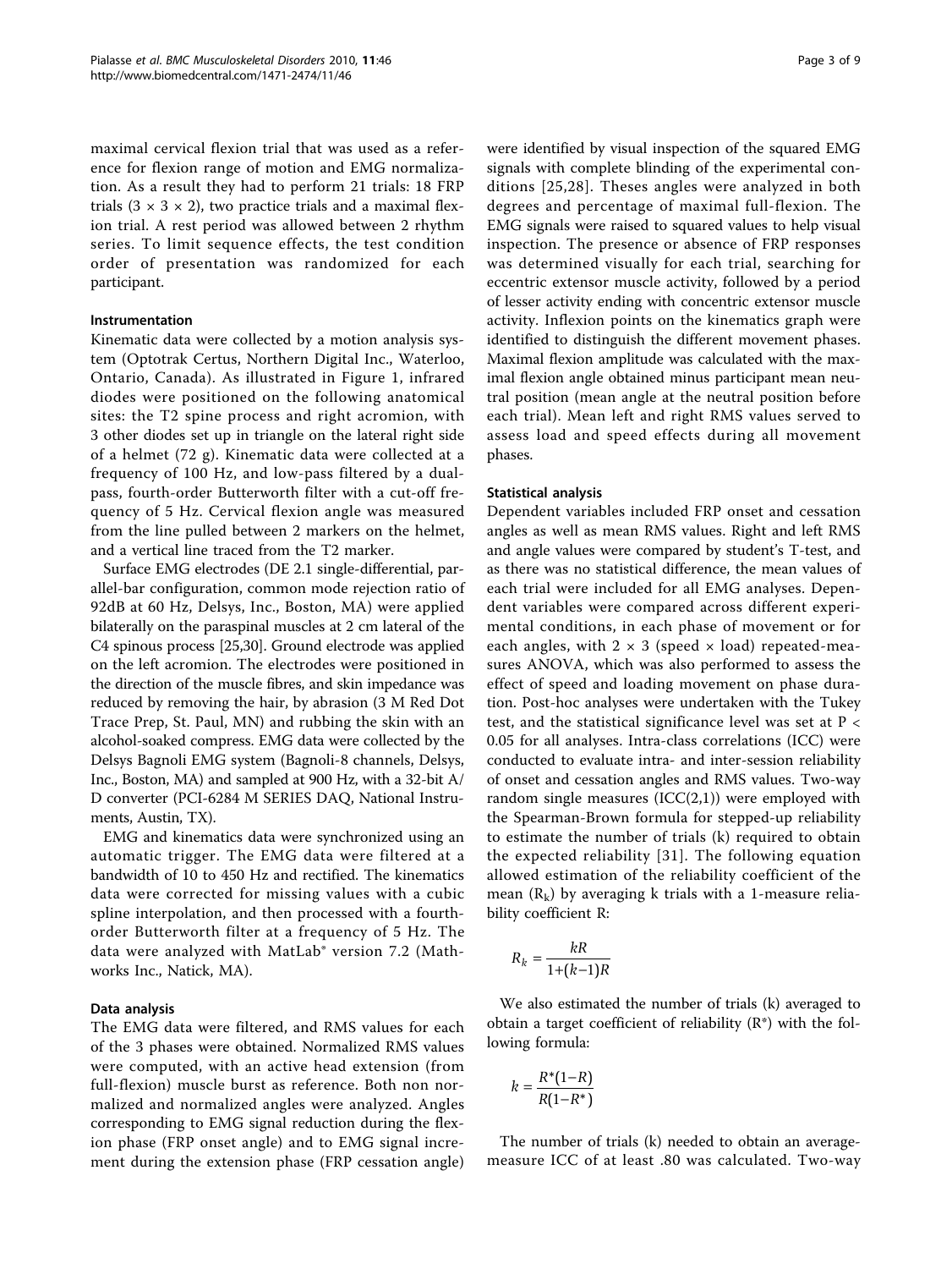maximal cervical flexion trial that was used as a reference for flexion range of motion and EMG normalization. As a result they had to perform 21 trials: 18 FRP trials (3 × 3 × 2), two practice trials and a maximal flexion trial. A rest period was allowed between 2 rhythm series. To limit sequence effects, the test condition order of presentation was randomized for each participant.

### Instrumentation

Kinematic data were collected by a motion analysis system (Optotrak Certus, Northern Digital Inc., Waterloo, Ontario, Canada). As illustrated in Figure 1, infrared diodes were positioned on the following anatomical sites: the T2 spine process and right acromion, with 3 other diodes set up in triangle on the lateral right side of a helmet (72 g). Kinematic data were collected at a frequency of 100 Hz, and low-pass filtered by a dual-pass, fourth-order Butterworth filter with a cut-off frequency of 5 Hz. Cervical flexion angle was measured from the line pulled between 2 markers on the helmet, and a vertical line traced from the T2 marker.

Surface EMG electrodes (DE 2.1 single-differential, parallel-bar configuration, common mode rejection ratio of 92dB at 60 Hz, Delsys, Inc., Boston, MA) were applied bilaterally on the paraspinal muscles at 2 cm lateral of the C4 spinous process [25,30]. Ground electrode was applied on the left acromion. The electrodes were positioned in the direction of the muscle fibres, and skin impedance was reduced by removing the hair, by abrasion (3 M Red Dot Trace Prep, St. Paul, MN) and rubbing the skin with an alcohol-soaked compress. EMG data were collected by the Delsys Bagnoli EMG system (Bagnoli-8 channels, Delsys, Inc., Boston, MA) and sampled at 900 Hz, with a 32-bit A/D converter (PCI-6284 M SERIES DAQ, National Instruments, Austin, TX).

EMG and kinematics data were synchronized using an automatic trigger. The EMG data were filtered at a bandwidth of 10 to 450 Hz and rectified. The kinematics data were corrected for missing values with a cubic spline interpolation, and then processed with a fourth-order Butterworth filter at a frequency of 5 Hz. The data were analyzed with MatLab® version 7.2 (Mathworks Inc., Natick, MA).

### Data analysis

The EMG data were filtered, and RMS values for each of the 3 phases were obtained. Normalized RMS values were computed, with an active head extension (from full-flexion) muscle burst as reference. Both non normalized and normalized angles were analyzed. Angles corresponding to EMG signal reduction during the flexion phase (FRP onset angle) and to EMG signal increment during the extension phase (FRP cessation angle) were identified by visual inspection of the squared EMG signals with complete blinding of the experimental conditions [25,28]. Theses angles were analyzed in both degrees and percentage of maximal full-flexion. The EMG signals were raised to squared values to help visual inspection. The presence or absence of FRP responses was determined visually for each trial, searching for eccentric extensor muscle activity, followed by a period of lesser activity ending with concentric extensor muscle activity. Inflexion points on the kinematics graph were identified to distinguish the different movement phases. Maximal flexion amplitude was calculated with the maximal flexion angle obtained minus participant mean neutral position (mean angle at the neutral position before each trial). Mean left and right RMS values served to assess load and speed effects during all movement phases.

### Statistical analysis

Dependent variables included FRP onset and cessation angles as well as mean RMS values. Right and left RMS and angle values were compared by student's T-test, and as there was no statistical difference, the mean values of each trial were included for all EMG analyses. Dependent variables were compared across different experimental conditions, in each phase of movement or for each angles, with 2 × 3 (speed × load) repeated-measures ANOVA, which was also performed to assess the effect of speed and loading movement on phase duration. Post-hoc analyses were undertaken with the Tukey test, and the statistical significance level was set at $P < 0.05$ for all analyses. Intra-class correlations (ICC) were conducted to evaluate intra- and inter-session reliability of onset and cessation angles and RMS values. Two-way random single measures (ICC(2,1)) were employed with the Spearman-Brown formula for stepped-up reliability to estimate the number of trials (k) required to obtain the expected reliability [31]. The following equation allowed estimation of the reliability coefficient of the mean ($R_k$) by averaging k trials with a 1-measure reliability coefficient R:

$$R_k = \frac{kR}{1+(k-1)R}$$

We also estimated the number of trials (k) averaged to obtain a target coefficient of reliability ($R^*$) with the following formula:

$$k = \frac{R^*(1-R)}{R(1-R^*)}$$

The number of trials (k) needed to obtain an average-measure ICC of at least .80 was calculated. Two-way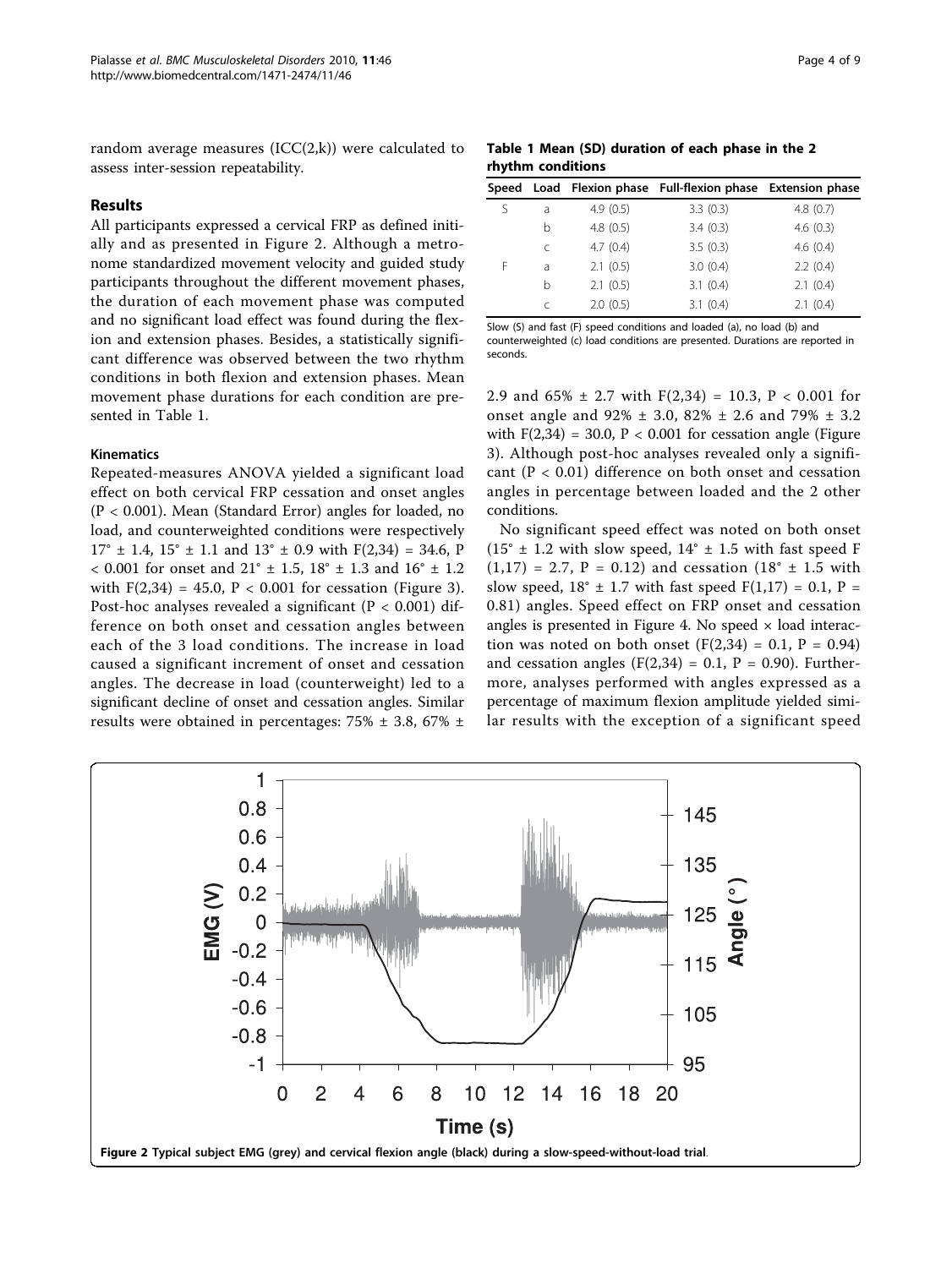random average measures (ICC(2,k)) were calculated to assess inter-session repeatability.

## Results

All participants expressed a cervical FRP as defined initially and as presented in Figure 2. Although a metronome standardized movement velocity and guided study participants throughout the different movement phases, the duration of each movement phase was computed and no significant load effect was found during the flexion and extension phases. Besides, a statistically significant difference was observed between the two rhythm conditions in both flexion and extension phases. Mean movement phase durations for each condition are presented in Table 1.

### Kinematics

Repeated-measures ANOVA yielded a significant load effect on both cervical FRP cessation and onset angles ($P < 0.001$). Mean (Standard Error) angles for loaded, no load, and counterweighted conditions were respectively 17° ± 1.4, 15° ± 1.1 and 13° ± 0.9 with $F(2,34) = 34.6$, $P < 0.001$ for onset and 21° ± 1.5, 18° ± 1.3 and 16° ± 1.2 with $F(2,34) = 45.0$, $P < 0.001$ for cessation (Figure 3). Post-hoc analyses revealed a significant ($P < 0.001$) difference on both onset and cessation angles between each of the 3 load conditions. The increase in load caused a significant increment of onset and cessation angles. The decrease in load (counterweight) led to a significant decline of onset and cessation angles. Similar results were obtained in percentages: 75% ± 3.8, 67% ± 2.9 and 65% ± 2.7 with $F(2,34) = 10.3$, $P < 0.001$ for onset angle and 92% ± 3.0, 82% ± 2.6 and 79% ± 3.2 with $F(2,34) = 30.0$, $P < 0.001$ for cessation angle (Figure 3). Although post-hoc analyses revealed only a significant ($P < 0.01$) difference on both onset and cessation angles in percentage between loaded and the 2 other conditions.

No significant speed effect was noted on both onset (15° ± 1.2 with slow speed, 14° ± 1.5 with fast speed $F(1,17) = 2.7$, $P = 0.12$) and cessation (18° ± 1.5 with slow speed, 18° ± 1.7 with fast speed $F(1,17) = 0.1$, $P = 0.81$) angles. Speed effect on FRP onset and cessation angles is presented in Figure 4. No speed × load interaction was noted on both onset ($F(2,34) = 0.1$, $P = 0.94$) and cessation angles ($F(2,34) = 0.1$, $P = 0.90$). Furthermore, analyses performed with angles expressed as a percentage of maximum flexion amplitude yielded similar results with the exception of a significant speed

**Table 1 Mean (SD) duration of each phase in the 2 rhythm conditions**

| Speed | Load | Flexion phase | Full-flexion phase | Extension phase |
|---|---|---|---|---|
| S | a | 4.9 (0.5) | 3.3 (0.3) | 4.8 (0.7) |
| | b | 4.8 (0.5) | 3.4 (0.3) | 4.6 (0.3) |
| | c | 4.7 (0.4) | 3.5 (0.3) | 4.6 (0.4) |
| F | a | 2.1 (0.5) | 3.0 (0.4) | 2.2 (0.4) |
| | b | 2.1 (0.5) | 3.1 (0.4) | 2.1 (0.4) |
| | c | 2.0 (0.5) | 3.1 (0.4) | 2.1 (0.4) |

Slow (S) and fast (F) speed conditions and loaded (a), no load (b) and counterweighted (c) load conditions are presented. Durations are reported in seconds.

**Figure 2** Typical subject EMG (grey) and cervical flexion angle (black) during a slow-speed-without-load trial.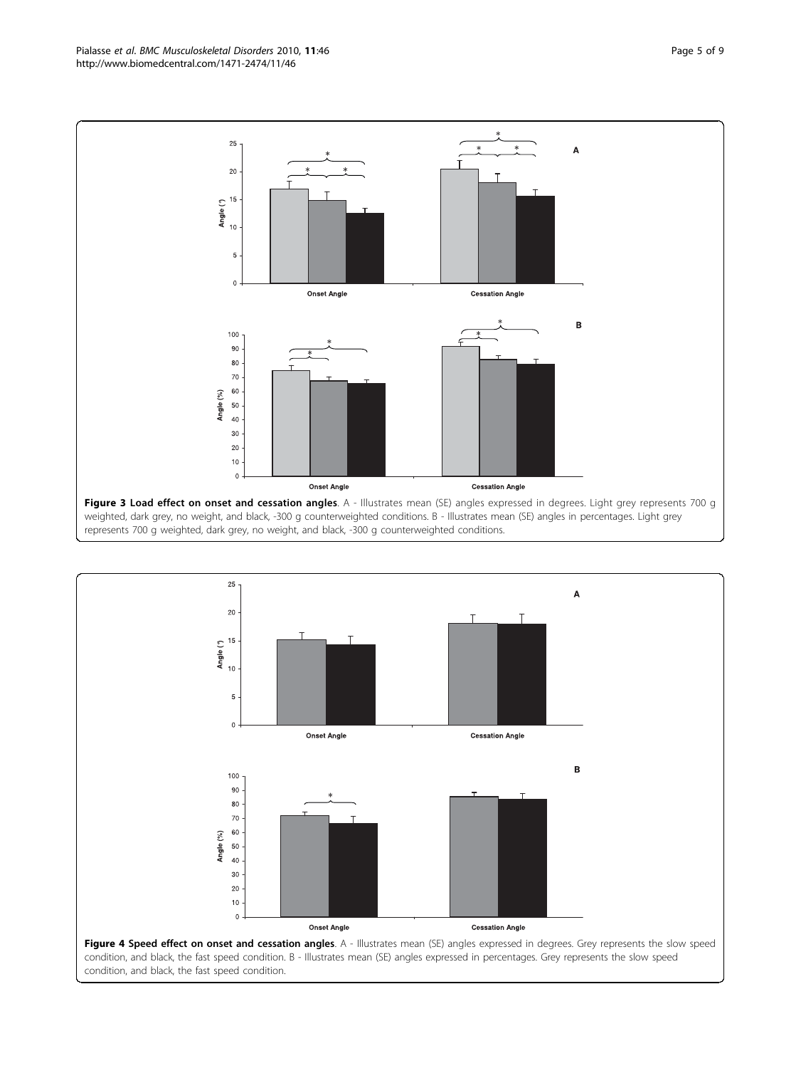**Figure 3 Load effect on onset and cessation angles**. A - Illustrates mean (SE) angles expressed in degrees. Light grey represents 700 g weighted, dark grey, no weight, and black, -300 g counterweighted conditions. B - Illustrates mean (SE) angles in percentages. Light grey represents 700 g weighted, dark grey, no weight, and black, -300 g counterweighted conditions.

**Figure 4 Speed effect on onset and cessation angles**. A - Illustrates mean (SE) angles expressed in degrees. Grey represents the slow speed condition, and black, the fast speed condition. B - Illustrates mean (SE) angles expressed in percentages. Grey represents the slow speed condition, and black, the fast speed condition.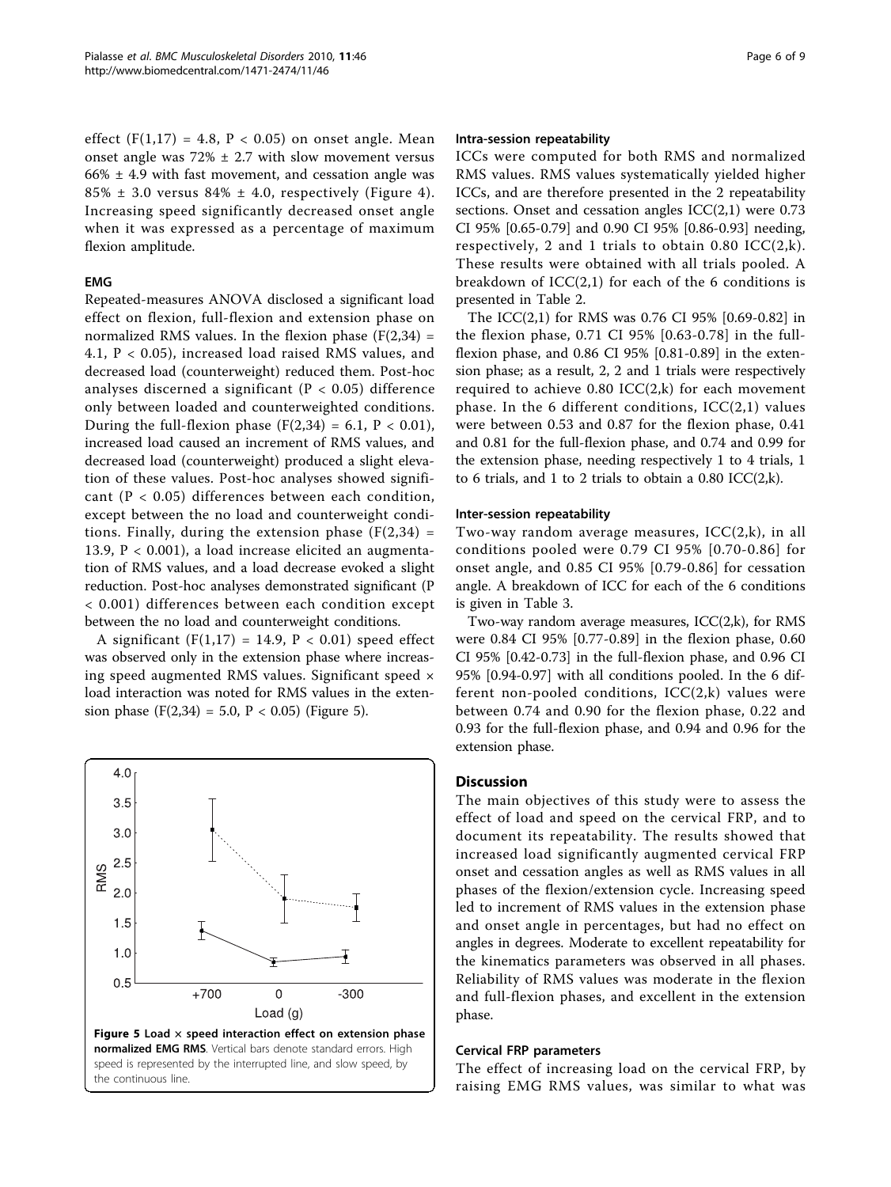effect ($F(1,17) = 4.8$, $P < 0.05$) on onset angle. Mean onset angle was 72% ± 2.7 with slow movement versus 66% ± 4.9 with fast movement, and cessation angle was 85% ± 3.0 versus 84% ± 4.0, respectively (Figure 4). Increasing speed significantly decreased onset angle when it was expressed as a percentage of maximum flexion amplitude.

### EMG

Repeated-measures ANOVA disclosed a significant load effect on flexion, full-flexion and extension phase on normalized RMS values. In the flexion phase ($F(2,34) = 4.1$, $P < 0.05$), increased load raised RMS values, and decreased load (counterweight) reduced them. Post-hoc analyses discerned a significant ($P < 0.05$) difference only between loaded and counterweighted conditions. During the full-flexion phase ($F(2,34) = 6.1$, $P < 0.01$), increased load caused an increment of RMS values, and decreased load (counterweight) produced a slight elevation of these values. Post-hoc analyses showed significant ($P < 0.05$) differences between each condition, except between the no load and counterweight conditions. Finally, during the extension phase ($F(2,34) = 13.9$, $P < 0.001$), a load increase elicited an augmentation of RMS values, and a load decrease evoked a slight reduction. Post-hoc analyses demonstrated significant ($P < 0.001$) differences between each condition except between the no load and counterweight conditions.

A significant ($F(1,17) = 14.9$, $P < 0.01$) speed effect was observed only in the extension phase where increasing speed augmented RMS values. Significant speed × load interaction was noted for RMS values in the extension phase ($F(2,34) = 5.0$, $P < 0.05$) (Figure 5).

**Figure 5 Load × speed interaction effect on extension phase normalized EMG RMS**. Vertical bars denote standard errors. High speed is represented by the interrupted line, and slow speed, by the continuous line.

### Intra-session repeatability

ICCs were computed for both RMS and normalized RMS values. RMS values systematically yielded higher ICCs, and are therefore presented in the 2 repeatability sections. Onset and cessation angles ICC(2,1) were 0.73 CI 95% [0.65-0.79] and 0.90 CI 95% [0.86-0.93] needing, respectively, 2 and 1 trials to obtain 0.80 ICC(2,k). These results were obtained with all trials pooled. A breakdown of ICC(2,1) for each of the 6 conditions is presented in Table 2.

The ICC(2,1) for RMS was 0.76 CI 95% [0.69-0.82] in the flexion phase, 0.71 CI 95% [0.63-0.78] in the full-flexion phase, and 0.86 CI 95% [0.81-0.89] in the extension phase; as a result, 2, 2 and 1 trials were respectively required to achieve 0.80 ICC(2,k) for each movement phase. In the 6 different conditions, ICC(2,1) values were between 0.53 and 0.87 for the flexion phase, 0.41 and 0.81 for the full-flexion phase, and 0.74 and 0.99 for the extension phase, needing respectively 1 to 4 trials, 1 to 6 trials, and 1 to 2 trials to obtain a 0.80 ICC(2,k).

### Inter-session repeatability

Two-way random average measures, ICC(2,k), in all conditions pooled were 0.79 CI 95% [0.70-0.86] for onset angle, and 0.85 CI 95% [0.79-0.86] for cessation angle. A breakdown of ICC for each of the 6 conditions is given in Table 3.

Two-way random average measures, ICC(2,k), for RMS were 0.84 CI 95% [0.77-0.89] in the flexion phase, 0.60 CI 95% [0.42-0.73] in the full-flexion phase, and 0.96 CI 95% [0.94-0.97] with all conditions pooled. In the 6 different non-pooled conditions, ICC(2,k) values were between 0.74 and 0.90 for the flexion phase, 0.22 and 0.93 for the full-flexion phase, and 0.94 and 0.96 for the extension phase.

## Discussion

The main objectives of this study were to assess the effect of load and speed on the cervical FRP, and to document its repeatability. The results showed that increased load significantly augmented cervical FRP onset and cessation angles as well as RMS values in all phases of the flexion/extension cycle. Increasing speed led to increment of RMS values in the extension phase and onset angle in percentages, but had no effect on angles in degrees. Moderate to excellent repeatability for the kinematics parameters was observed in all phases. Reliability of RMS values was moderate in the flexion and full-flexion phases, and excellent in the extension phase.

### Cervical FRP parameters

The effect of increasing load on the cervical FRP, by raising EMG RMS values, was similar to what was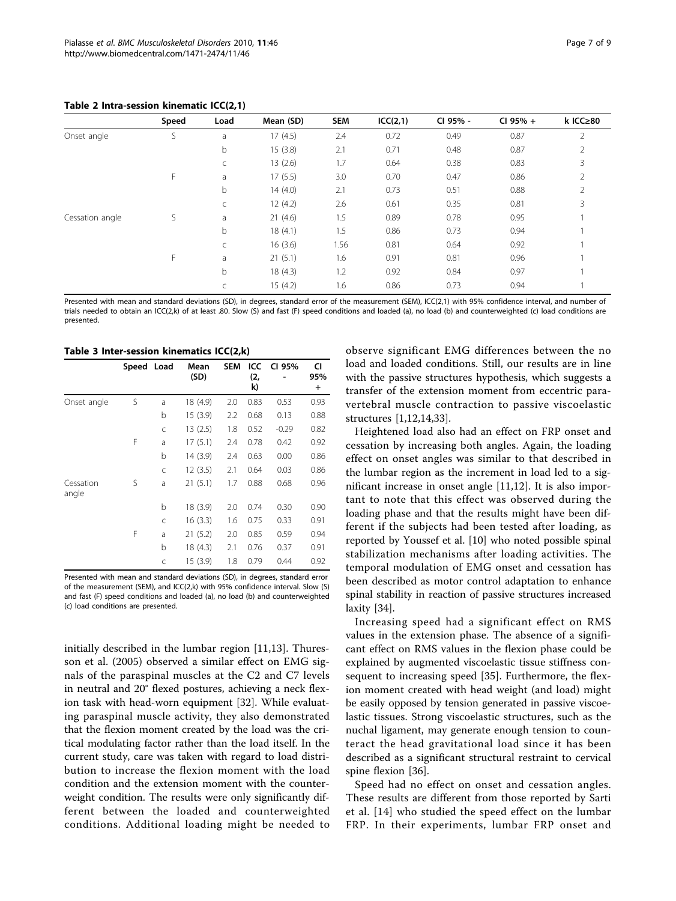**Table 2 Intra-session kinematic ICC(2,1)**

| | Speed | Load | Mean (SD) | SEM | ICC(2,1) | CI 95% - | CI 95% + | k ICC≥80 |
|---|---|---|---|---|---|---|---|---|
| Onset angle | S | a | 17 (4.5) | 2.4 | 0.72 | 0.49 | 0.87 | 2 |
| | | b | 15 (3.8) | 2.1 | 0.71 | 0.48 | 0.87 | 2 |
| | | c | 13 (2.6) | 1.7 | 0.64 | 0.38 | 0.83 | 3 |
| | F | a | 17 (5.5) | 3.0 | 0.70 | 0.47 | 0.86 | 2 |
| | | b | 14 (4.0) | 2.1 | 0.73 | 0.51 | 0.88 | 2 |
| | | c | 12 (4.2) | 2.6 | 0.61 | 0.35 | 0.81 | 3 |
| Cessation angle | S | a | 21 (4.6) | 1.5 | 0.89 | 0.78 | 0.95 | 1 |
| | | b | 18 (4.1) | 1.5 | 0.86 | 0.73 | 0.94 | 1 |
| | | c | 16 (3.6) | 1.56 | 0.81 | 0.64 | 0.92 | 1 |
| | F | a | 21 (5.1) | 1.6 | 0.91 | 0.81 | 0.96 | 1 |
| | | b | 18 (4.3) | 1.2 | 0.92 | 0.84 | 0.97 | 1 |
| | | c | 15 (4.2) | 1.6 | 0.86 | 0.73 | 0.94 | 1 |

Presented with mean and standard deviations (SD), in degrees, standard error of the measurement (SEM), ICC(2,1) with 95% confidence interval, and number of trials needed to obtain an ICC(2,k) of at least .80. Slow (S) and fast (F) speed conditions and loaded (a), no load (b) and counterweighted (c) load conditions are presented.

**Table 3 Inter-session kinematics ICC(2,k)**

| | Speed | Load | Mean (SD) | SEM | ICC (2, k) | CI 95% - | CI 95% + |
|---|---|---|---|---|---|---|---|
| Onset angle | S | a | 18 (4.9) | 2.0 | 0.83 | 0.53 | 0.93 |
| | | b | 15 (3.9) | 2.2 | 0.68 | 0.13 | 0.88 |
| | | c | 13 (2.5) | 1.8 | 0.52 | -0.29 | 0.82 |
| | F | a | 17 (5.1) | 2.4 | 0.78 | 0.42 | 0.92 |
| | | b | 14 (3.9) | 2.4 | 0.63 | 0.00 | 0.86 |
| | | c | 12 (3.5) | 2.1 | 0.64 | 0.03 | 0.86 |
| Cessation angle | S | a | 21 (5.1) | 1.7 | 0.88 | 0.68 | 0.96 |
| | | b | 18 (3.9) | 2.0 | 0.74 | 0.30 | 0.90 |
| | | c | 16 (3.3) | 1.6 | 0.75 | 0.33 | 0.91 |
| | F | a | 21 (5.2) | 2.0 | 0.85 | 0.59 | 0.94 |
| | | b | 18 (4.3) | 2.1 | 0.76 | 0.37 | 0.91 |
| | | c | 15 (3.9) | 1.8 | 0.79 | 0.44 | 0.92 |

Presented with mean and standard deviations (SD), in degrees, standard error of the measurement (SEM), and ICC(2,k) with 95% confidence interval. Slow (S) and fast (F) speed conditions and loaded (a), no load (b) and counterweighted (c) load conditions are presented.

initially described in the lumbar region [11,13]. Thuresson et al. (2005) observed a similar effect on EMG signals of the paraspinal muscles at the C2 and C7 levels in neutral and 20° flexed postures, achieving a neck flexion task with head-worn equipment [32]. While evaluating paraspinal muscle activity, they also demonstrated that the flexion moment created by the load was the critical modulating factor rather than the load itself. In the current study, care was taken with regard to load distribution to increase the flexion moment with the load condition and the extension moment with the counterweight condition. The results were only significantly different between the loaded and counterweighted conditions. Additional loading might be needed to observe significant EMG differences between the no load and loaded conditions. Still, our results are in line with the passive structures hypothesis, which suggests a transfer of the extension moment from eccentric paravertebral muscle contraction to passive viscoelastic structures [1,12,14,33].

Heightened load also had an effect on FRP onset and cessation by increasing both angles. Again, the loading effect on onset angles was similar to that described in the lumbar region as the increment in load led to a significant increase in onset angle [11,12]. It is also important to note that this effect was observed during the loading phase and that the results might have been different if the subjects had been tested after loading, as reported by Youssef et al. [10] who noted possible spinal stabilization mechanisms after loading activities. The temporal modulation of EMG onset and cessation has been described as motor control adaptation to enhance spinal stability in reaction of passive structures increased laxity [34].

Increasing speed had a significant effect on RMS values in the extension phase. The absence of a significant effect on RMS values in the flexion phase could be explained by augmented viscoelastic tissue stiffness consequent to increasing speed [35]. Furthermore, the flexion moment created with head weight (and load) might be easily opposed by tension generated in passive viscoelastic tissues. Strong viscoelastic structures, such as the nuchal ligament, may generate enough tension to counteract the head gravitational load since it has been described as a significant structural restraint to cervical spine flexion [36].

Speed had no effect on onset and cessation angles. These results are different from those reported by Sarti et al. [14] who studied the speed effect on the lumbar FRP. In their experiments, lumbar FRP onset and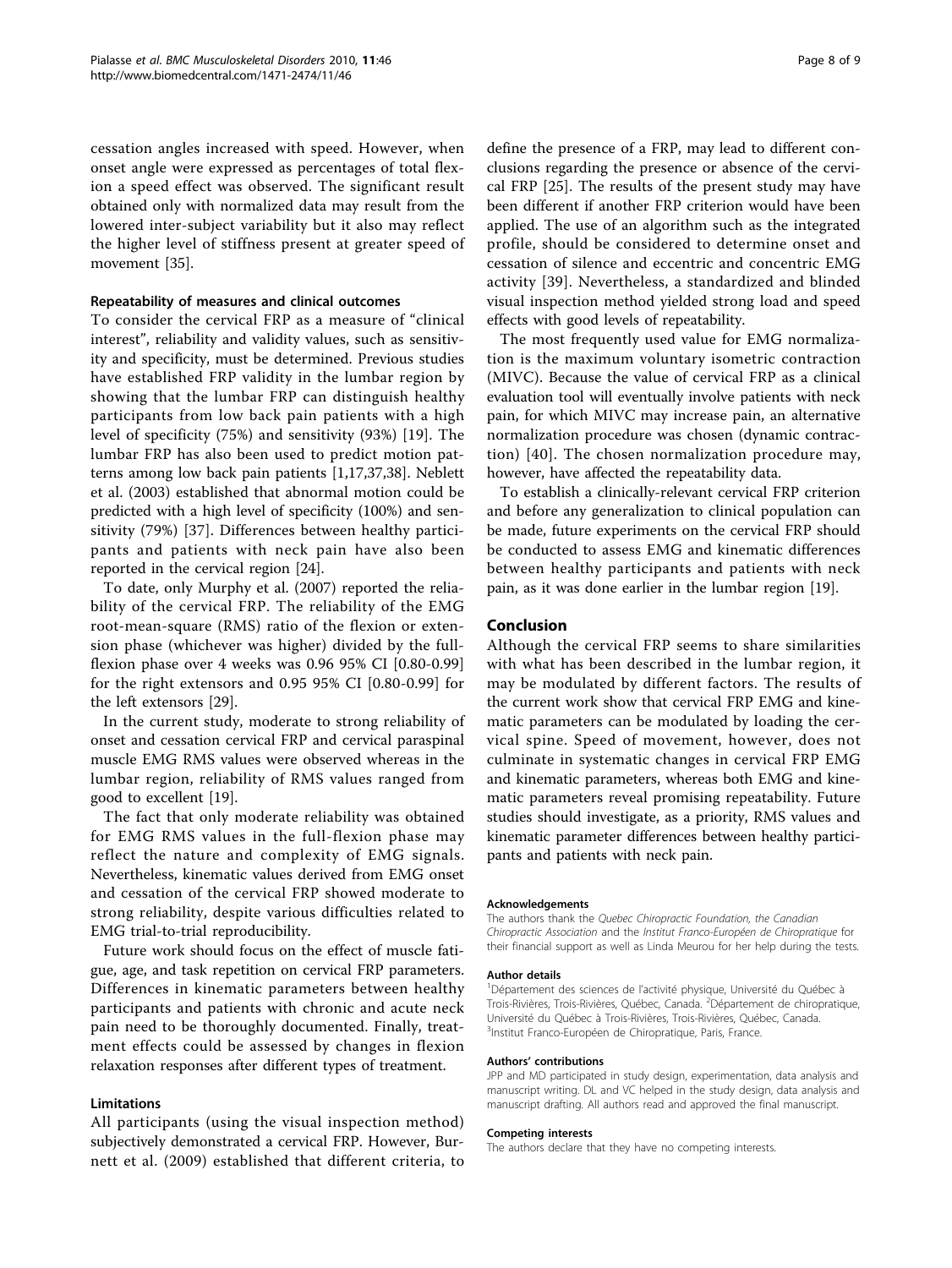cessation angles increased with speed. However, when onset angle were expressed as percentages of total flexion a speed effect was observed. The significant result obtained only with normalized data may result from the lowered inter-subject variability but it also may reflect the higher level of stiffness present at greater speed of movement [35].

#### Repeatability of measures and clinical outcomes

To consider the cervical FRP as a measure of "clinical interest", reliability and validity values, such as sensitivity and specificity, must be determined. Previous studies have established FRP validity in the lumbar region by showing that the lumbar FRP can distinguish healthy participants from low back pain patients with a high level of specificity (75%) and sensitivity (93%) [19]. The lumbar FRP has also been used to predict motion patterns among low back pain patients [1,17,37,38]. Neblett et al. (2003) established that abnormal motion could be predicted with a high level of specificity (100%) and sensitivity (79%) [37]. Differences between healthy participants and patients with neck pain have also been reported in the cervical region [24].

To date, only Murphy et al. (2007) reported the reliability of the cervical FRP. The reliability of the EMG root-mean-square (RMS) ratio of the flexion or extension phase (whichever was higher) divided by the full-flexion phase over 4 weeks was 0.96 95% CI [0.80-0.99] for the right extensors and 0.95 95% CI [0.80-0.99] for the left extensors [29].

In the current study, moderate to strong reliability of onset and cessation cervical FRP and cervical paraspinal muscle EMG RMS values were observed whereas in the lumbar region, reliability of RMS values ranged from good to excellent [19].

The fact that only moderate reliability was obtained for EMG RMS values in the full-flexion phase may reflect the nature and complexity of EMG signals. Nevertheless, kinematic values derived from EMG onset and cessation of the cervical FRP showed moderate to strong reliability, despite various difficulties related to EMG trial-to-trial reproducibility.

Future work should focus on the effect of muscle fatigue, age, and task repetition on cervical FRP parameters. Differences in kinematic parameters between healthy participants and patients with chronic and acute neck pain need to be thoroughly documented. Finally, treatment effects could be assessed by changes in flexion relaxation responses after different types of treatment.

#### Limitations

All participants (using the visual inspection method) subjectively demonstrated a cervical FRP. However, Burnett et al. (2009) established that different criteria, to define the presence of a FRP, may lead to different conclusions regarding the presence or absence of the cervical FRP [25]. The results of the present study may have been different if another FRP criterion would have been applied. The use of an algorithm such as the integrated profile, should be considered to determine onset and cessation of silence and eccentric and concentric EMG activity [39]. Nevertheless, a standardized and blinded visual inspection method yielded strong load and speed effects with good levels of repeatability.

The most frequently used value for EMG normalization is the maximum voluntary isometric contraction (MIVC). Because the value of cervical FRP as a clinical evaluation tool will eventually involve patients with neck pain, for which MIVC may increase pain, an alternative normalization procedure was chosen (dynamic contraction) [40]. The chosen normalization procedure may, however, have affected the repeatability data.

To establish a clinically-relevant cervical FRP criterion and before any generalization to clinical population can be made, future experiments on the cervical FRP should be conducted to assess EMG and kinematic differences between healthy participants and patients with neck pain, as it was done earlier in the lumbar region [19].

## Conclusion

Although the cervical FRP seems to share similarities with what has been described in the lumbar region, it may be modulated by different factors. The results of the current work show that cervical FRP EMG and kinematic parameters can be modulated by loading the cervical spine. Speed of movement, however, does not culminate in systematic changes in cervical FRP EMG and kinematic parameters, whereas both EMG and kinematic parameters reveal promising repeatability. Future studies should investigate, as a priority, RMS values and kinematic parameter differences between healthy participants and patients with neck pain.

#### Acknowledgements

The authors thank the *Quebec Chiropractic Foundation*, the *Canadian Chiropractic Association* and the *Institut Franco-Européen de Chiropratique* for their financial support as well as Linda Meurou for her help during the tests.

#### Author details

[1]Département des sciences de l'activité physique, Université du Québec à Trois-Rivières, Trois-Rivières, Québec, Canada. [2]Département de chiropratique, Université du Québec à Trois-Rivières, Trois-Rivières, Québec, Canada. [3]Institut Franco-Européen de Chiropratique, Paris, France.

#### Authors' contributions

JPP and MD participated in study design, experimentation, data analysis and manuscript writing. DL and VC helped in the study design, data analysis and manuscript drafting. All authors read and approved the final manuscript.

#### Competing interests

The authors declare that they have no competing interests.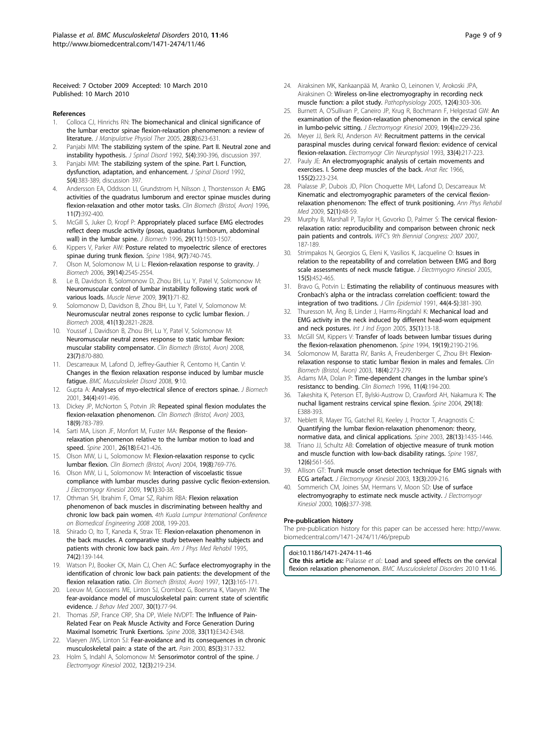Received: 7 October 2009 Accepted: 10 March 2010
Published: 10 March 2010

## References

1. Colloca CJ, Hinrichs RN: **The biomechanical and clinical significance of the lumbar erector spinae flexion-relaxation phenomenon: a review of literature.** *J Manipulative Physiol Ther* 2005, **28(8)**:623-631.
2. Panjabi MM: **The stabilizing system of the spine. Part II. Neutral zone and instability hypothesis.** *J Spinal Disord* 1992, **5(4)**:390-396, discussion 397.
3. Panjabi MM: **The stabilizing system of the spine. Part I. Function, dysfunction, adaptation, and enhancement.** *J Spinal Disord* 1992, **5(4)**:383-389, discussion 397.
4. Andersson EA, Oddsson LI, Grundstrom H, Nilsson J, Thorstensson A: **EMG activities of the quadratus lumborum and erector spinae muscles during flexion-relaxation and other motor tasks.** *Clin Biomech (Bristol, Avon)* 1996, **11(7)**:392-400.
5. McGill S, Juker D, Kropf P: **Appropriately placed surface EMG electrodes reflect deep muscle activity (psoas, quadratus lumborum, abdominal wall) in the lumbar spine.** *J Biomech* 1996, **29(11)**:1503-1507.
6. Kippers V, Parker AW: **Posture related to myoelectric silence of erectores spinae during trunk flexion.** *Spine* 1984, **9(7)**:740-745.
7. Olson M, Solomonow M, Li L: **Flexion-relaxation response to gravity.** *J Biomech* 2006, **39(14)**:2545-2554.
8. Le B, Davidson B, Solomonow D, Zhou BH, Lu Y, Patel V, Solomonow M: **Neuromuscular control of lumbar instability following static work of various loads.** *Muscle Nerve* 2009, **39(1)**:71-82.
9. Solomonow D, Davidson B, Zhou BH, Lu Y, Patel V, Solomonow M: **Neuromuscular neutral zones response to cyclic lumbar flexion.** *J Biomech* 2008, **41(13)**:2821-2828.
10. Youssef J, Davidson B, Zhou BH, Lu Y, Patel V, Solomonow M: **Neuromuscular neutral zones response to static lumbar flexion: muscular stability compensator.** *Clin Biomech (Bristol, Avon)* 2008, **23(7)**:870-880.
11. Descarreaux M, Lafond D, Jeffrey-Gauthier R, Centomo H, Cantin V: **Changes in the flexion relaxation response induced by lumbar muscle fatigue.** *BMC Musculoskelet Disord* 2008, **9**:10.
12. Gupta A: **Analyses of myo-electrical silence of erectors spinae.** *J Biomech* 2001, **34(4)**:491-496.
13. Dickey JP, McNorton S, Potvin JR: **Repeated spinal flexion modulates the flexion-relaxation phenomenon.** *Clin Biomech (Bristol, Avon)* 2003, **18(9)**:783-789.
14. Sarti MA, Lison JF, Monfort M, Fuster MA: **Response of the flexion-relaxation phenomenon relative to the lumbar motion to load and speed.** *Spine* 2001, **26(18)**:E421-426.
15. Olson MW, Li L, Solomonow M: **Flexion-relaxation response to cyclic lumbar flexion.** *Clin Biomech (Bristol, Avon)* 2004, **19(8)**:769-776.
16. Olson MW, Li L, Solomonow M: **Interaction of viscoelastic tissue compliance with lumbar muscles during passive cyclic flexion-extension.** *J Electromyogr Kinesiol* 2009, **19(1)**:30-38.
17. Othman SH, Ibrahim F, Omar SZ, Rahim RBA: **Flexion relaxation phenomenon of back muscles in discriminating between healthy and chronic low back pain women.** *4th Kuala Lumpur International Conference on Biomedical Engineering 2008* 2008, 199-203.
18. Shirado O, Ito T, Kaneda K, Strax TE: **Flexion-relaxation phenomenon in the back muscles. A comparative study between healthy subjects and patients with chronic low back pain.** *Am J Phys Med Rehabil* 1995, **74(2)**:139-144.
19. Watson PJ, Booker CK, Main CJ, Chen AC: **Surface electromyography in the identification of chronic low back pain patients: the development of the flexion relaxation ratio.** *Clin Biomech (Bristol, Avon)* 1997, **12(3)**:165-171.
20. Leeuw M, Goossens ME, Linton SJ, Crombez G, Boersma K, Vlaeyen JW: **The fear-avoidance model of musculoskeletal pain: current state of scientific evidence.** *J Behav Med* 2007, **30(1)**:77-94.
21. Thomas JSP, France CRP, Sha DP, Wiele NVDPT: **The Influence of Pain-Related Fear on Peak Muscle Activity and Force Generation During Maximal Isometric Trunk Exertions.** *Spine* 2008, **33(11)**:E342-E348.
22. Vlaeyen JWS, Linton SJ: **Fear-avoidance and its consequences in chronic musculoskeletal pain: a state of the art.** *Pain* 2000, **85(3)**:317-332.
23. Holm S, Indahl A, Solomonow M: **Sensorimotor control of the spine.** *J Electromyogr Kinesiol* 2002, **12(3)**:219-234.
24. Airaksinen MK, Kankaanpää M, Aranko O, Leinonen V, Arokoski JPA, Airaksinen O: **Wireless on-line electromyography in recording neck muscle function: a pilot study.** *Pathophysiology* 2005, **12(4)**:303-306.
25. Burnett A, O'Sullivan P, Caneiro JP, Krug R, Bochmann F, Helgestad GW: **An examination of the flexion-relaxation phenomenon in the cervical spine in lumbo-pelvic sitting.** *J Electromyogr Kinesiol* 2009, **19(4)**:e229-236.
26. Meyer JJ, Berk RJ, Anderson AV: **Recruitment patterns in the cervical paraspinal muscles during cervical forward flexion: evidence of cervical flexion-relaxation.** *Electromyogr Clin Neurophysiol* 1993, **33(4)**:217-223.
27. Pauly JE: **An electromyographic analysis of certain movements and exercises. I. Some deep muscles of the back.** *Anat Rec* 1966, **155(2)**:223-234.
28. Pialasse JP, Dubois JD, Pilon Choquette MH, Lafond D, Descarreaux M: **Kinematic and electromyographic parameters of the cervical flexion-relaxation phenomenon: The effect of trunk positioning.** *Ann Phys Rehabil Med* 2009, **52(1)**:48-59.
29. Murphy B, Marshall P, Taylor H, Govorko D, Palmer S: **The cervical flexion-relaxation ratio: reproducibility and comparison between chronic neck pain patients and controls.** *WFC's 9th Biennial Congress: 2007* 2007, 187-189.
30. Strimpakos N, Georgios G, Eleni K, Vasilios K, Jacqueline O: **Issues in relation to the repeatability of and correlation between EMG and Borg scale assessments of neck muscle fatigue.** *J Electrmyogro Kinesiol* 2005, **15(5)**:452-465.
31. Bravo G, Potvin L: **Estimating the reliability of continuous measures with Cronbach's alpha or the intraclass correlation coefficient: toward the integration of two traditions.** *J Clin Epidemiol* 1991, **44(4-5)**:381-390.
32. Thuresson M, Ång B, Linder J, Harms-Ringdahl K: **Mechanical load and EMG activity in the neck induced by different head-worn equipment and neck postures.** *Int J Ind Ergon* 2005, **35(1)**:13-18.
33. McGill SM, Kippers V: **Transfer of loads between lumbar tissues during the flexion-relaxation phenomenon.** *Spine* 1994, **19(19)**:2190-2196.
34. Solomonow M, Baratta RV, Banks A, Freudenberger C, Zhou BH: **Flexion-relaxation response to static lumbar flexion in males and females.** *Clin Biomech (Bristol, Avon)* 2003, **18(4)**:273-279.
35. Adams MA, Dolan P: **Time-dependent changes in the lumbar spine's resistancc to bending.** *Clin Biomech* 1996, **11(4)**:194-200.
36. Takeshita K, Peterson ET, Bylski-Austrow D, Crawford AH, Nakamura K: **The nuchal ligament restrains cervical spine flexion.** *Spine* 2004, **29(18)**:E388-393.
37. Neblett R, Mayer TG, Gatchel RJ, Keeley J, Proctor T, Anagnostis C: **Quantifying the lumbar flexion-relaxation phenomenon: theory, normative data, and clinical applications.** *Spine* 2003, **28(13)**:1435-1446.
38. Triano JJ, Schultz AB: **Correlation of objective measure of trunk motion and muscle function with low-back disability ratings.** *Spine* 1987, **12(6)**:561-565.
39. Allison GT: **Trunk muscle onset detection technique for EMG signals with ECG artefact.** *J Electromyogr Kinesiol* 2003, **13(3)**:209-216.
40. Sommerich CM, Joines SM, Hermans V, Moon SD: **Use of surface electromyography to estimate neck muscle activity.** *J Electromyogr Kinesiol* 2000, **10(6)**:377-398.

### Pre-publication history

The pre-publication history for this paper can be accessed here: http://www.biomedcentral.com/1471-2474/11/46/prepub

doi:10.1186/1471-2474-11-46
**Cite this article as:** Pialasse *et al.*: Load and speed effects on the cervical flexion relaxation phenomenon. *BMC Musculoskeletal Disorders* 2010 **11**:46.